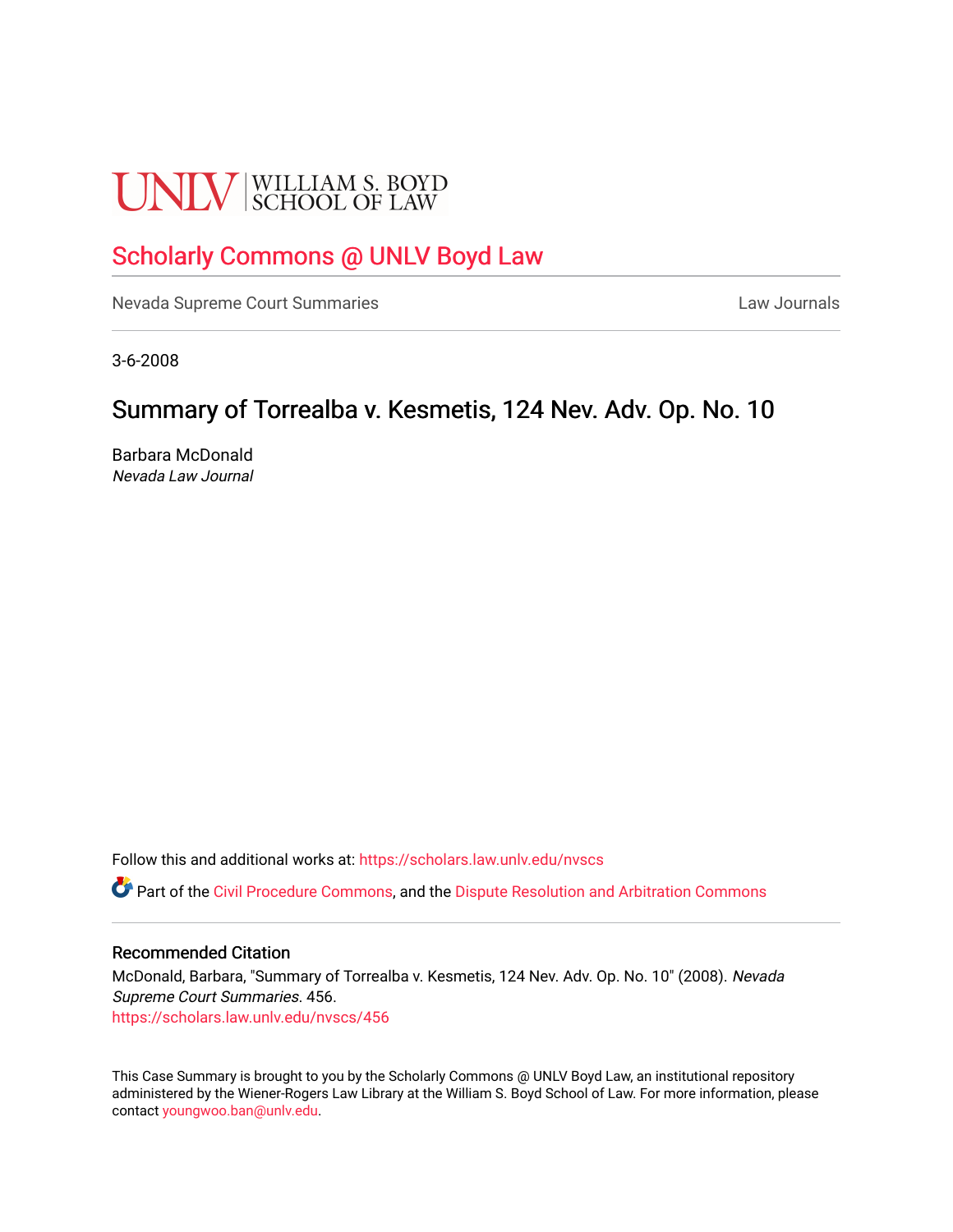UNLV | WILLIAM S. BOYD SCHOOL OF LAW

# Scholarly Commons @ UNLV Boyd Law

Nevada Supreme Court Summaries

Law Journals

3-6-2008

## Summary of Torrealba v. Kesmetis, 124 Nev. Adv. Op. No. 10

Barbara McDonald
*Nevada Law Journal*

Follow this and additional works at: https://scholars.law.unlv.edu/nvscs

Part of the Civil Procedure Commons, and the Dispute Resolution and Arbitration Commons

### Recommended Citation

McDonald, Barbara, "Summary of Torrealba v. Kesmetis, 124 Nev. Adv. Op. No. 10" (2008). *Nevada Supreme Court Summaries*. 456.
https://scholars.law.unlv.edu/nvscs/456

This Case Summary is brought to you by the Scholarly Commons @ UNLV Boyd Law, an institutional repository administered by the Wiener-Rogers Law Library at the William S. Boyd School of Law. For more information, please contact youngwoo.ban@unlv.edu.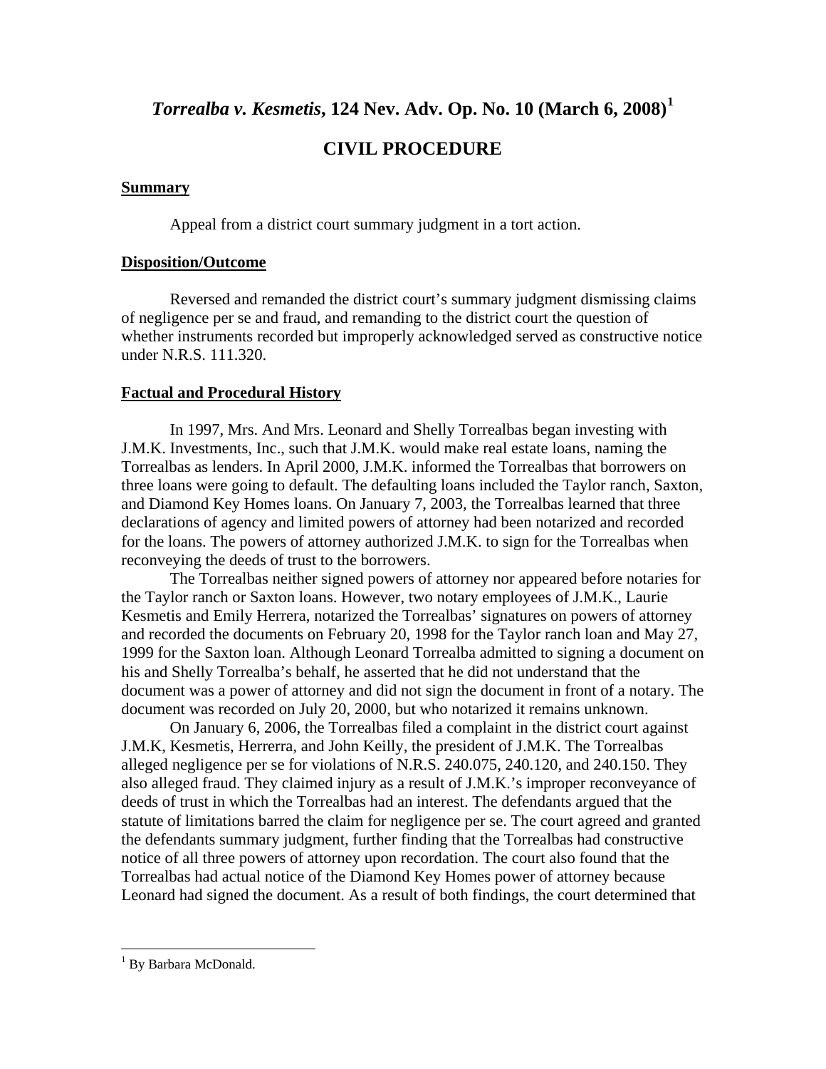# *Torrealba v. Kesmetis*, 124 Nev. Adv. Op. No. 10 (March 6, 2008)[1]

## CIVIL PROCEDURE

### Summary

Appeal from a district court summary judgment in a tort action.

### Disposition/Outcome

Reversed and remanded the district court's summary judgment dismissing claims of negligence per se and fraud, and remanding to the district court the question of whether instruments recorded but improperly acknowledged served as constructive notice under N.R.S. 111.320.

### Factual and Procedural History

In 1997, Mrs. And Mrs. Leonard and Shelly Torrealbas began investing with J.M.K. Investments, Inc., such that J.M.K. would make real estate loans, naming the Torrealbas as lenders. In April 2000, J.M.K. informed the Torrealbas that borrowers on three loans were going to default. The defaulting loans included the Taylor ranch, Saxton, and Diamond Key Homes loans. On January 7, 2003, the Torrealbas learned that three declarations of agency and limited powers of attorney had been notarized and recorded for the loans. The powers of attorney authorized J.M.K. to sign for the Torrealbas when reconveying the deeds of trust to the borrowers.

The Torrealbas neither signed powers of attorney nor appeared before notaries for the Taylor ranch or Saxton loans. However, two notary employees of J.M.K., Laurie Kesmetis and Emily Herrera, notarized the Torrealbas' signatures on powers of attorney and recorded the documents on February 20, 1998 for the Taylor ranch loan and May 27, 1999 for the Saxton loan. Although Leonard Torrealba admitted to signing a document on his and Shelly Torrealba's behalf, he asserted that he did not understand that the document was a power of attorney and did not sign the document in front of a notary. The document was recorded on July 20, 2000, but who notarized it remains unknown.

On January 6, 2006, the Torrealbas filed a complaint in the district court against J.M.K, Kesmetis, Herrerra, and John Keilly, the president of J.M.K. The Torrealbas alleged negligence per se for violations of N.R.S. 240.075, 240.120, and 240.150. They also alleged fraud. They claimed injury as a result of J.M.K.'s improper reconveyance of deeds of trust in which the Torrealbas had an interest. The defendants argued that the statute of limitations barred the claim for negligence per se. The court agreed and granted the defendants summary judgment, further finding that the Torrealbas had constructive notice of all three powers of attorney upon recordation. The court also found that the Torrealbas had actual notice of the Diamond Key Homes power of attorney because Leonard had signed the document. As a result of both findings, the court determined that

---

[1] By Barbara McDonald.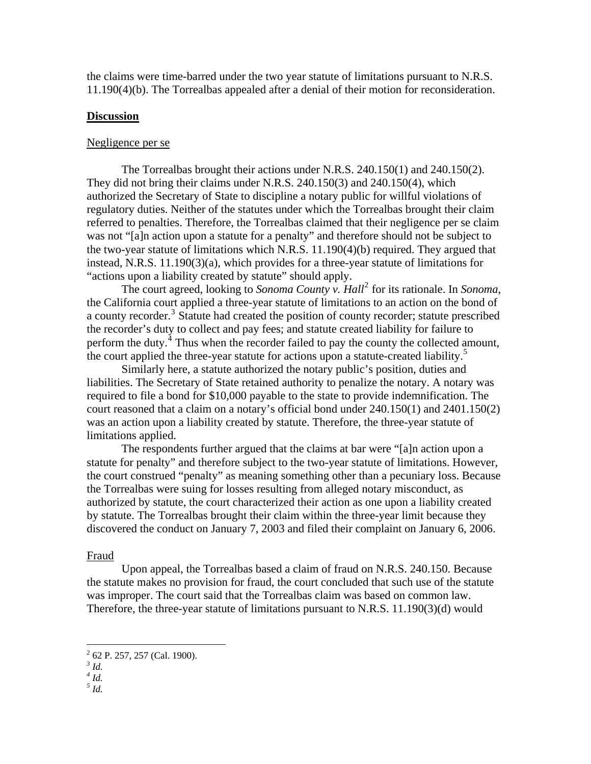the claims were time-barred under the two year statute of limitations pursuant to N.R.S. 11.190(4)(b). The Torrealbas appealed after a denial of their motion for reconsideration.

## **Discussion**

### Negligence per se

The Torrealbas brought their actions under N.R.S. 240.150(1) and 240.150(2). They did not bring their claims under N.R.S. 240.150(3) and 240.150(4), which authorized the Secretary of State to discipline a notary public for willful violations of regulatory duties. Neither of the statutes under which the Torrealbas brought their claim referred to penalties. Therefore, the Torrealbas claimed that their negligence per se claim was not "[a]n action upon a statute for a penalty" and therefore should not be subject to the two-year statute of limitations which N.R.S. 11.190(4)(b) required. They argued that instead, N.R.S. 11.190(3)(a), which provides for a three-year statute of limitations for "actions upon a liability created by statute" should apply.

The court agreed, looking to *Sonoma County v. Hall*[2] for its rationale. In *Sonoma*, the California court applied a three-year statute of limitations to an action on the bond of a county recorder.[3] Statute had created the position of county recorder; statute prescribed the recorder's duty to collect and pay fees; and statute created liability for failure to perform the duty.[4] Thus when the recorder failed to pay the county the collected amount, the court applied the three-year statute for actions upon a statute-created liability.[5]

Similarly here, a statute authorized the notary public's position, duties and liabilities. The Secretary of State retained authority to penalize the notary. A notary was required to file a bond for $10,000 payable to the state to provide indemnification. The court reasoned that a claim on a notary's official bond under 240.150(1) and 2401.150(2) was an action upon a liability created by statute. Therefore, the three-year statute of limitations applied.

The respondents further argued that the claims at bar were "[a]n action upon a statute for penalty" and therefore subject to the two-year statute of limitations. However, the court construed "penalty" as meaning something other than a pecuniary loss. Because the Torrealbas were suing for losses resulting from alleged notary misconduct, as authorized by statute, the court characterized their action as one upon a liability created by statute. The Torrealbas brought their claim within the three-year limit because they discovered the conduct on January 7, 2003 and filed their complaint on January 6, 2006.

### Fraud

Upon appeal, the Torrealbas based a claim of fraud on N.R.S. 240.150. Because the statute makes no provision for fraud, the court concluded that such use of the statute was improper. The court said that the Torrealbas claim was based on common law. Therefore, the three-year statute of limitations pursuant to N.R.S. 11.190(3)(d) would

---

[2] 62 P. 257, 257 (Cal. 1900).
[3] *Id.*
[4] *Id.*
[5] *Id.*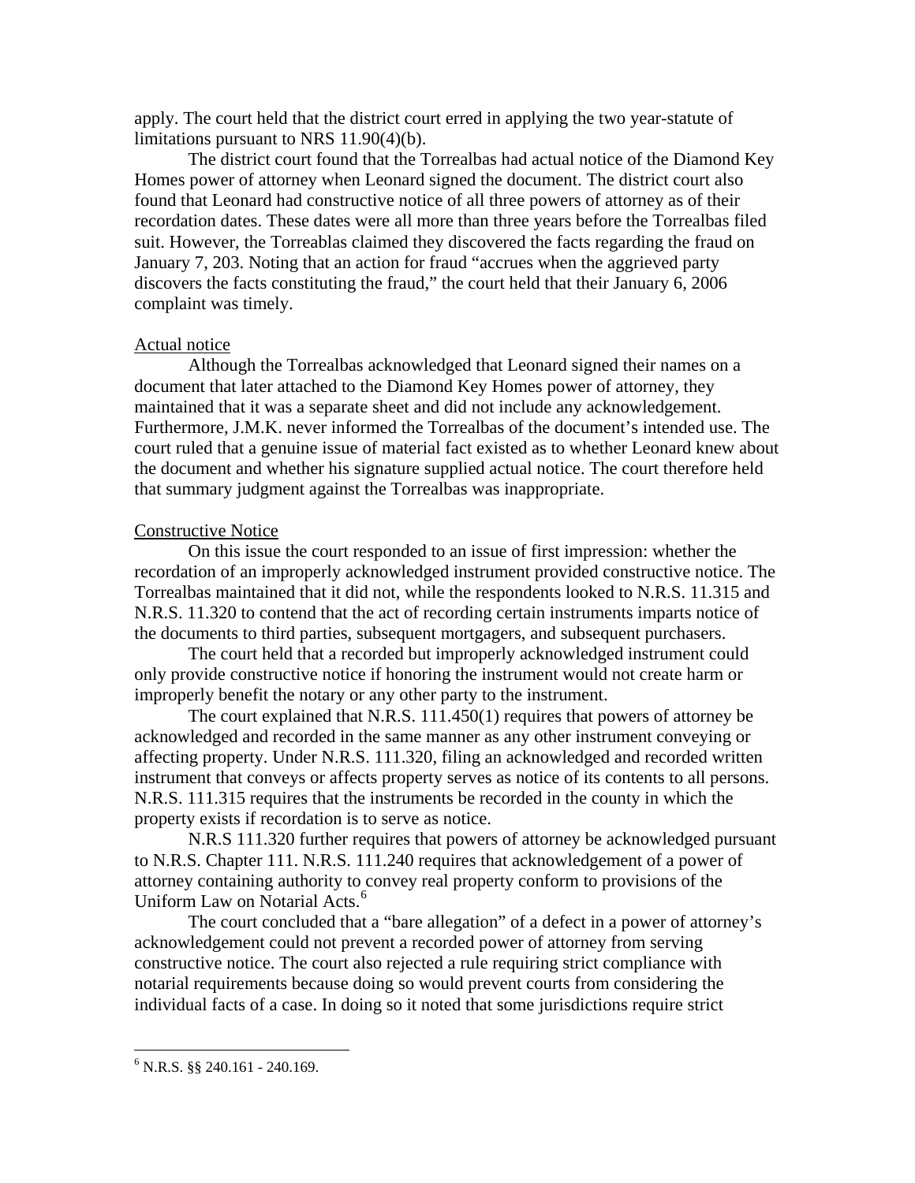apply. The court held that the district court erred in applying the two year-statute of limitations pursuant to NRS 11.90(4)(b).

The district court found that the Torrealbas had actual notice of the Diamond Key Homes power of attorney when Leonard signed the document. The district court also found that Leonard had constructive notice of all three powers of attorney as of their recordation dates. These dates were all more than three years before the Torrealbas filed suit. However, the Torreablas claimed they discovered the facts regarding the fraud on January 7, 203. Noting that an action for fraud "accrues when the aggrieved party discovers the facts constituting the fraud," the court held that their January 6, 2006 complaint was timely.

Actual notice

Although the Torrealbas acknowledged that Leonard signed their names on a document that later attached to the Diamond Key Homes power of attorney, they maintained that it was a separate sheet and did not include any acknowledgement. Furthermore, J.M.K. never informed the Torrealbas of the document's intended use. The court ruled that a genuine issue of material fact existed as to whether Leonard knew about the document and whether his signature supplied actual notice. The court therefore held that summary judgment against the Torrealbas was inappropriate.

Constructive Notice

On this issue the court responded to an issue of first impression: whether the recordation of an improperly acknowledged instrument provided constructive notice. The Torrealbas maintained that it did not, while the respondents looked to N.R.S. 11.315 and N.R.S. 11.320 to contend that the act of recording certain instruments imparts notice of the documents to third parties, subsequent mortgagers, and subsequent purchasers.

The court held that a recorded but improperly acknowledged instrument could only provide constructive notice if honoring the instrument would not create harm or improperly benefit the notary or any other party to the instrument.

The court explained that N.R.S. 111.450(1) requires that powers of attorney be acknowledged and recorded in the same manner as any other instrument conveying or affecting property. Under N.R.S. 111.320, filing an acknowledged and recorded written instrument that conveys or affects property serves as notice of its contents to all persons. N.R.S. 111.315 requires that the instruments be recorded in the county in which the property exists if recordation is to serve as notice.

N.R.S 111.320 further requires that powers of attorney be acknowledged pursuant to N.R.S. Chapter 111. N.R.S. 111.240 requires that acknowledgement of a power of attorney containing authority to convey real property conform to provisions of the Uniform Law on Notarial Acts.[6]

The court concluded that a "bare allegation" of a defect in a power of attorney's acknowledgement could not prevent a recorded power of attorney from serving constructive notice. The court also rejected a rule requiring strict compliance with notarial requirements because doing so would prevent courts from considering the individual facts of a case. In doing so it noted that some jurisdictions require strict

[6] N.R.S. §§ 240.161 - 240.169.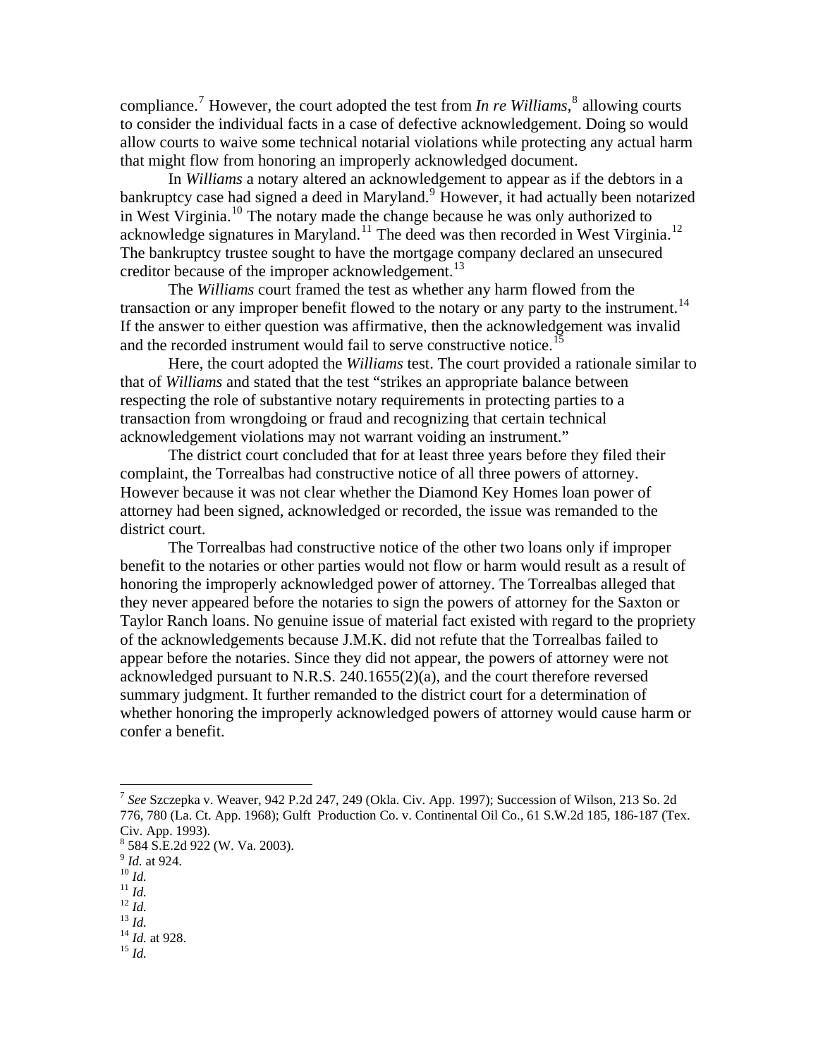compliance.[7] However, the court adopted the test from *In re Williams*,[8] allowing courts to consider the individual facts in a case of defective acknowledgement. Doing so would allow courts to waive some technical notarial violations while protecting any actual harm that might flow from honoring an improperly acknowledged document.

In *Williams* a notary altered an acknowledgement to appear as if the debtors in a bankruptcy case had signed a deed in Maryland.[9] However, it had actually been notarized in West Virginia.[10] The notary made the change because he was only authorized to acknowledge signatures in Maryland.[11] The deed was then recorded in West Virginia.[12] The bankruptcy trustee sought to have the mortgage company declared an unsecured creditor because of the improper acknowledgement.[13]

The *Williams* court framed the test as whether any harm flowed from the transaction or any improper benefit flowed to the notary or any party to the instrument.[14] If the answer to either question was affirmative, then the acknowledgement was invalid and the recorded instrument would fail to serve constructive notice.[15]

Here, the court adopted the *Williams* test. The court provided a rationale similar to that of *Williams* and stated that the test "strikes an appropriate balance between respecting the role of substantive notary requirements in protecting parties to a transaction from wrongdoing or fraud and recognizing that certain technical acknowledgement violations may not warrant voiding an instrument."

The district court concluded that for at least three years before they filed their complaint, the Torrealbas had constructive notice of all three powers of attorney. However because it was not clear whether the Diamond Key Homes loan power of attorney had been signed, acknowledged or recorded, the issue was remanded to the district court.

The Torrealbas had constructive notice of the other two loans only if improper benefit to the notaries or other parties would not flow or harm would result as a result of honoring the improperly acknowledged power of attorney. The Torrealbas alleged that they never appeared before the notaries to sign the powers of attorney for the Saxton or Taylor Ranch loans. No genuine issue of material fact existed with regard to the propriety of the acknowledgements because J.M.K. did not refute that the Torrealbas failed to appear before the notaries. Since they did not appear, the powers of attorney were not acknowledged pursuant to N.R.S. 240.1655(2)(a), and the court therefore reversed summary judgment. It further remanded to the district court for a determination of whether honoring the improperly acknowledged powers of attorney would cause harm or confer a benefit.

---

[7] *See* Szczepka v. Weaver, 942 P.2d 247, 249 (Okla. Civ. App. 1997); Succession of Wilson, 213 So. 2d 776, 780 (La. Ct. App. 1968); Gulft Production Co. v. Continental Oil Co., 61 S.W.2d 185, 186-187 (Tex. Civ. App. 1993).

[8] 584 S.E.2d 922 (W. Va. 2003).

[9] *Id.* at 924.

[10] *Id.*

[11] *Id.*

[12] *Id.*

[13] *Id.*

[14] *Id.* at 928.

[15] *Id.*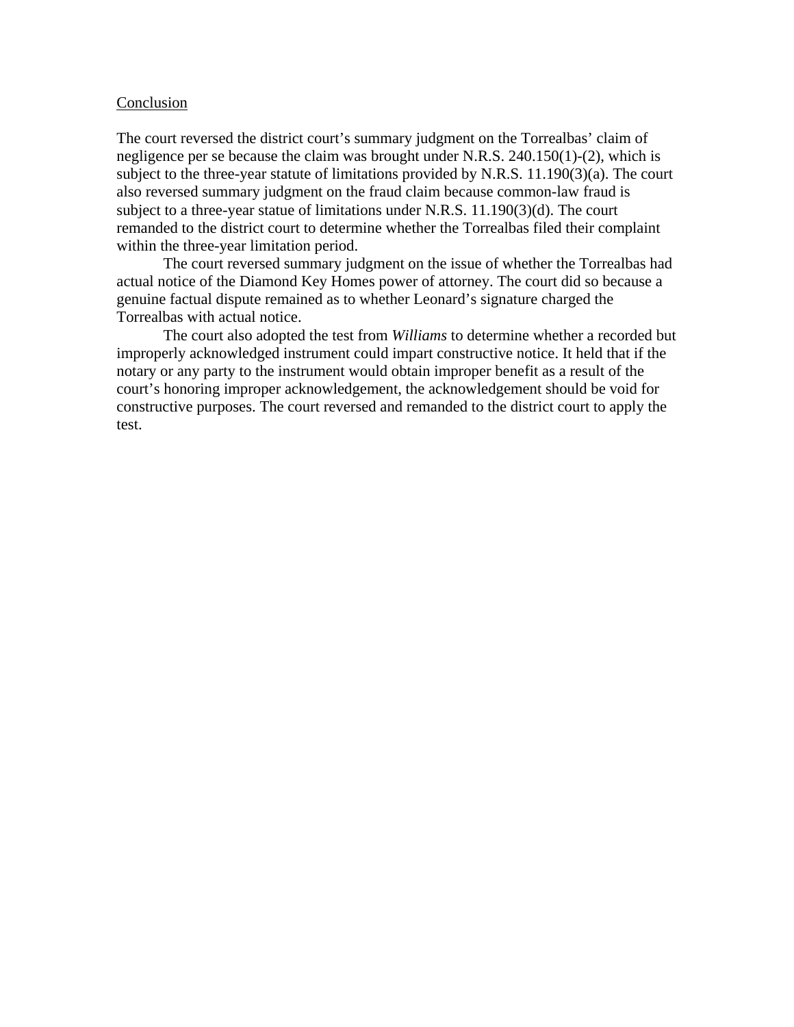Conclusion

The court reversed the district court's summary judgment on the Torrealbas' claim of negligence per se because the claim was brought under N.R.S. 240.150(1)-(2), which is subject to the three-year statute of limitations provided by N.R.S. 11.190(3)(a). The court also reversed summary judgment on the fraud claim because common-law fraud is subject to a three-year statue of limitations under N.R.S. 11.190(3)(d). The court remanded to the district court to determine whether the Torrealbas filed their complaint within the three-year limitation period.

The court reversed summary judgment on the issue of whether the Torrealbas had actual notice of the Diamond Key Homes power of attorney. The court did so because a genuine factual dispute remained as to whether Leonard's signature charged the Torrealbas with actual notice.

The court also adopted the test from *Williams* to determine whether a recorded but improperly acknowledged instrument could impart constructive notice. It held that if the notary or any party to the instrument would obtain improper benefit as a result of the court's honoring improper acknowledgement, the acknowledgement should be void for constructive purposes. The court reversed and remanded to the district court to apply the test.